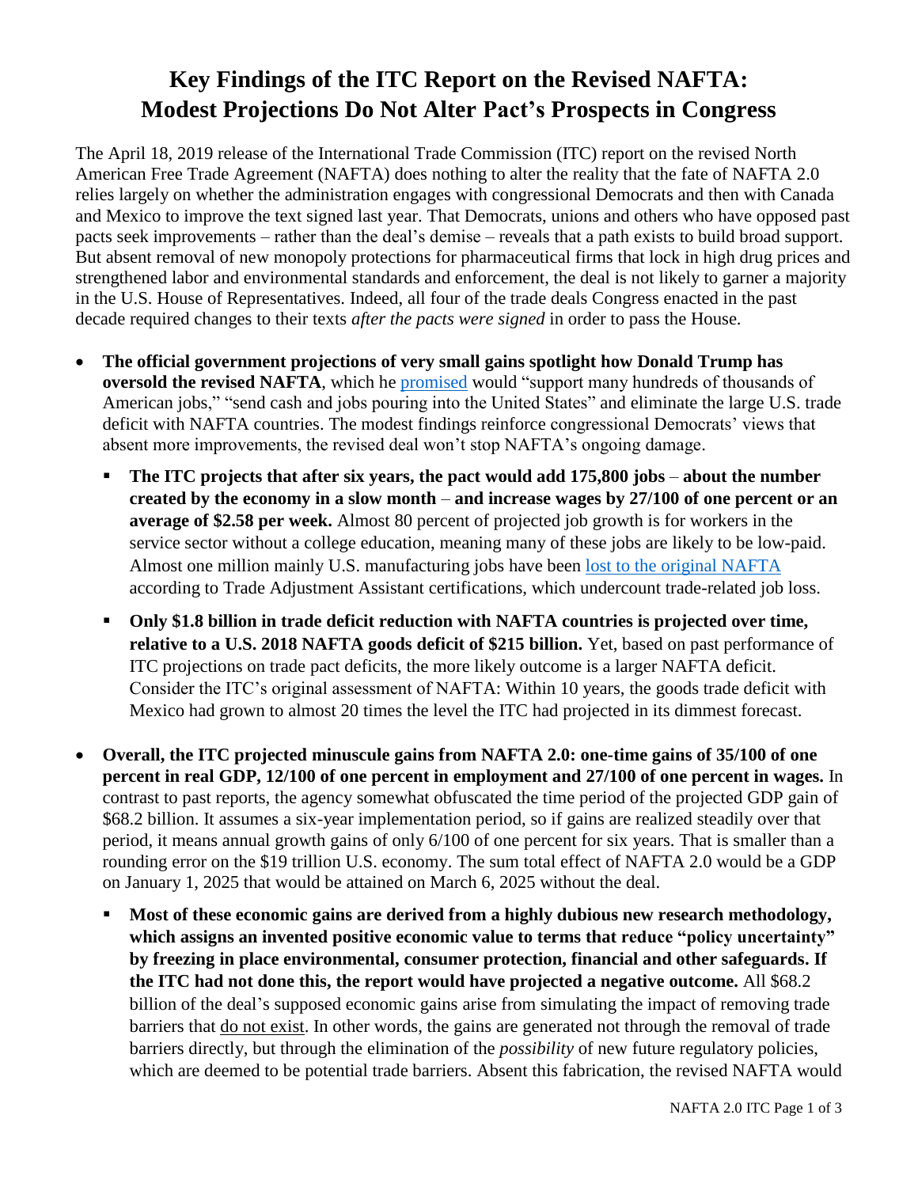# Key Findings of the ITC Report on the Revised NAFTA: Modest Projections Do Not Alter Pact's Prospects in Congress

The April 18, 2019 release of the International Trade Commission (ITC) report on the revised North American Free Trade Agreement (NAFTA) does nothing to alter the reality that the fate of NAFTA 2.0 relies largely on whether the administration engages with congressional Democrats and then with Canada and Mexico to improve the text signed last year. That Democrats, unions and others who have opposed past pacts seek improvements – rather than the deal's demise – reveals that a path exists to build broad support. But absent removal of new monopoly protections for pharmaceutical firms that lock in high drug prices and strengthened labor and environmental standards and enforcement, the deal is not likely to garner a majority in the U.S. House of Representatives. Indeed, all four of the trade deals Congress enacted in the past decade required changes to their texts *after the pacts were signed* in order to pass the House.

- **The official government projections of very small gains spotlight how Donald Trump has oversold the revised NAFTA**, which he promised would "support many hundreds of thousands of American jobs," "send cash and jobs pouring into the United States" and eliminate the large U.S. trade deficit with NAFTA countries. The modest findings reinforce congressional Democrats' views that absent more improvements, the revised deal won't stop NAFTA's ongoing damage.
  - **The ITC projects that after six years, the pact would add 175,800 jobs** – **about the number created by the economy in a slow month** – **and increase wages by 27/100 of one percent or an average of $2.58 per week.** Almost 80 percent of projected job growth is for workers in the service sector without a college education, meaning many of these jobs are likely to be low-paid. Almost one million mainly U.S. manufacturing jobs have been lost to the original NAFTA according to Trade Adjustment Assistant certifications, which undercount trade-related job loss.
  - **Only $1.8 billion in trade deficit reduction with NAFTA countries is projected over time, relative to a U.S. 2018 NAFTA goods deficit of $215 billion.** Yet, based on past performance of ITC projections on trade pact deficits, the more likely outcome is a larger NAFTA deficit. Consider the ITC's original assessment of NAFTA: Within 10 years, the goods trade deficit with Mexico had grown to almost 20 times the level the ITC had projected in its dimmest forecast.
- **Overall, the ITC projected minuscule gains from NAFTA 2.0: one-time gains of 35/100 of one percent in real GDP, 12/100 of one percent in employment and 27/100 of one percent in wages.** In contrast to past reports, the agency somewhat obfuscated the time period of the projected GDP gain of $68.2 billion. It assumes a six-year implementation period, so if gains are realized steadily over that period, it means annual growth gains of only 6/100 of one percent for six years. That is smaller than a rounding error on the $19 trillion U.S. economy. The sum total effect of NAFTA 2.0 would be a GDP on January 1, 2025 that would be attained on March 6, 2025 without the deal.
  - **Most of these economic gains are derived from a highly dubious new research methodology, which assigns an invented positive economic value to terms that reduce "policy uncertainty" by freezing in place environmental, consumer protection, financial and other safeguards. If the ITC had not done this, the report would have projected a negative outcome.** All $68.2 billion of the deal's supposed economic gains arise from simulating the impact of removing trade barriers that do not exist. In other words, the gains are generated not through the removal of trade barriers directly, but through the elimination of the *possibility* of new future regulatory policies, which are deemed to be potential trade barriers. Absent this fabrication, the revised NAFTA would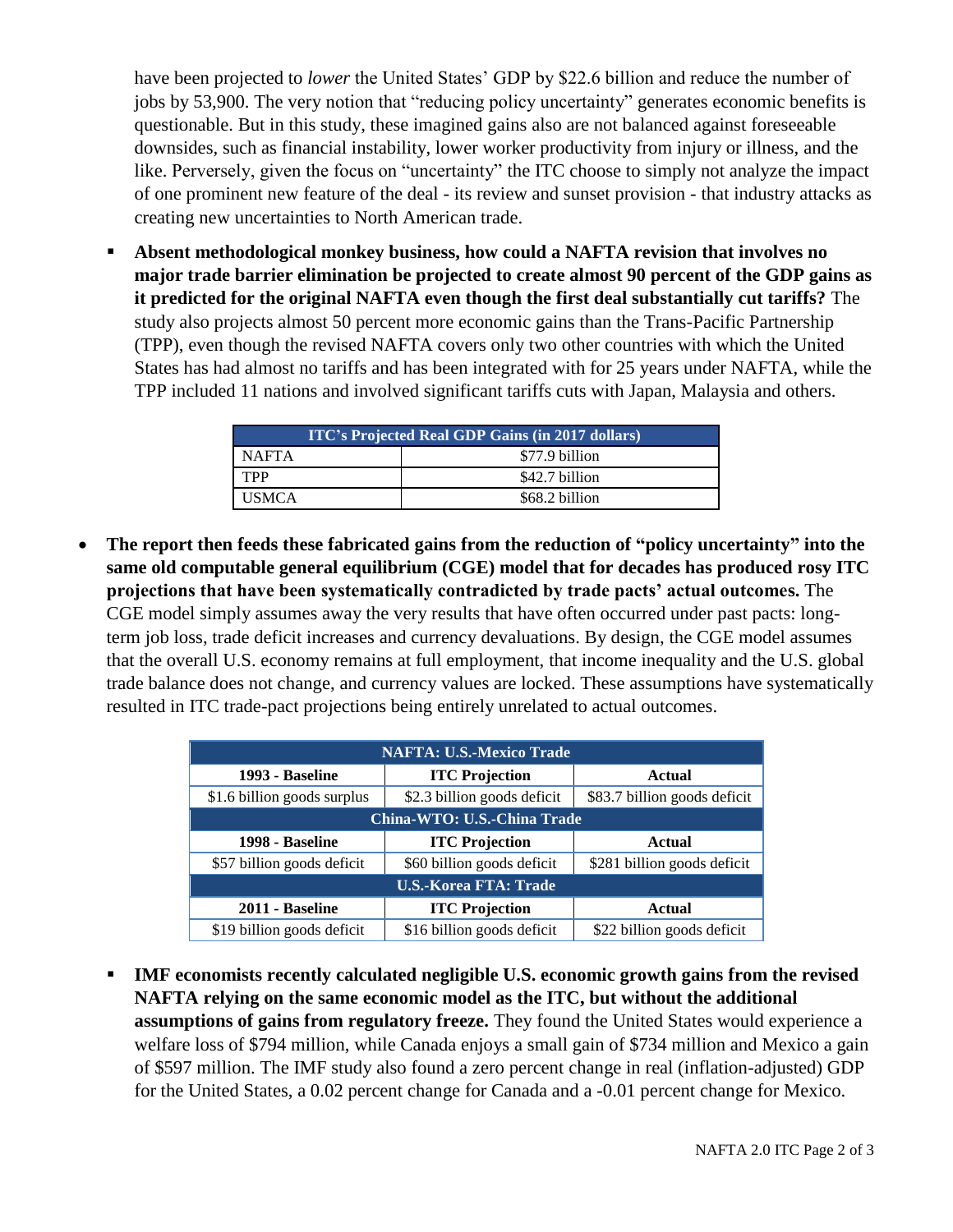have been projected to *lower* the United States' GDP by $22.6 billion and reduce the number of jobs by 53,900. The very notion that "reducing policy uncertainty" generates economic benefits is questionable. But in this study, these imagined gains also are not balanced against foreseeable downsides, such as financial instability, lower worker productivity from injury or illness, and the like. Perversely, given the focus on "uncertainty" the ITC choose to simply not analyze the impact of one prominent new feature of the deal - its review and sunset provision - that industry attacks as creating new uncertainties to North American trade.

- **Absent methodological monkey business, how could a NAFTA revision that involves no major trade barrier elimination be projected to create almost 90 percent of the GDP gains as it predicted for the original NAFTA even though the first deal substantially cut tariffs?** The study also projects almost 50 percent more economic gains than the Trans-Pacific Partnership (TPP), even though the revised NAFTA covers only two other countries with which the United States has had almost no tariffs and has been integrated with for 25 years under NAFTA, while the TPP included 11 nations and involved significant tariffs cuts with Japan, Malaysia and others.

| ITC's Projected Real GDP Gains (in 2017 dollars) | |
|---|---|
| NAFTA | $77.9 billion |
| TPP | $42.7 billion |
| USMCA | $68.2 billion |

- **The report then feeds these fabricated gains from the reduction of "policy uncertainty" into the same old computable general equilibrium (CGE) model that for decades has produced rosy ITC projections that have been systematically contradicted by trade pacts' actual outcomes.** The CGE model simply assumes away the very results that have often occurred under past pacts: long-term job loss, trade deficit increases and currency devaluations. By design, the CGE model assumes that the overall U.S. economy remains at full employment, that income inequality and the U.S. global trade balance does not change, and currency values are locked. These assumptions have systematically resulted in ITC trade-pact projections being entirely unrelated to actual outcomes.

| NAFTA: U.S.-Mexico Trade | | |
|---|---|---|
| **1993 - Baseline** | **ITC Projection** | **Actual** |
| $1.6 billion goods surplus | $2.3 billion goods deficit | $83.7 billion goods deficit |
| **China-WTO: U.S.-China Trade** | | |
| **1998 - Baseline** | **ITC Projection** | **Actual** |
| $57 billion goods deficit | $60 billion goods deficit | $281 billion goods deficit |
| **U.S.-Korea FTA: Trade** | | |
| **2011 - Baseline** | **ITC Projection** | **Actual** |
| $19 billion goods deficit | $16 billion goods deficit | $22 billion goods deficit |

- **IMF economists recently calculated negligible U.S. economic growth gains from the revised NAFTA relying on the same economic model as the ITC, but without the additional assumptions of gains from regulatory freeze.** They found the United States would experience a welfare loss of $794 million, while Canada enjoys a small gain of $734 million and Mexico a gain of $597 million. The IMF study also found a zero percent change in real (inflation-adjusted) GDP for the United States, a 0.02 percent change for Canada and a -0.01 percent change for Mexico.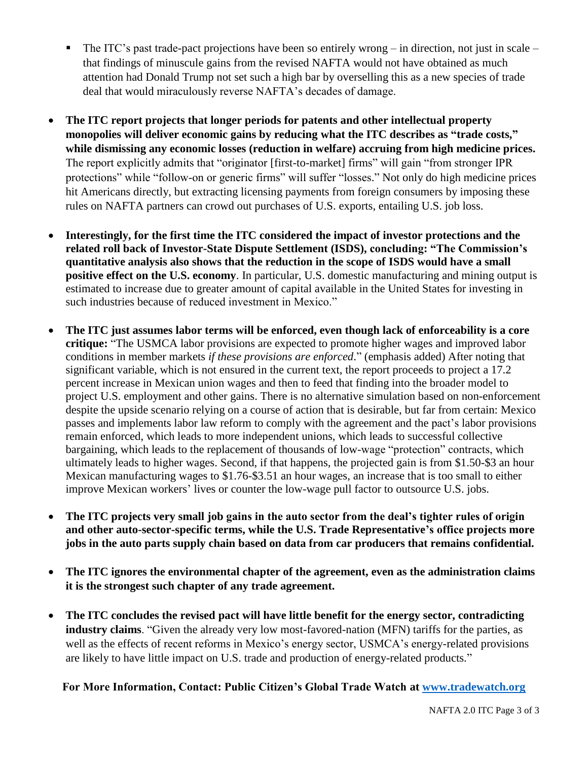- The ITC's past trade-pact projections have been so entirely wrong – in direction, not just in scale – that findings of minuscule gains from the revised NAFTA would not have obtained as much attention had Donald Trump not set such a high bar by overselling this as a new species of trade deal that would miraculously reverse NAFTA's decades of damage.

- **The ITC report projects that longer periods for patents and other intellectual property monopolies will deliver economic gains by reducing what the ITC describes as "trade costs," while dismissing any economic losses (reduction in welfare) accruing from high medicine prices.** The report explicitly admits that "originator [first-to-market] firms" will gain "from stronger IPR protections" while "follow-on or generic firms" will suffer "losses." Not only do high medicine prices hit Americans directly, but extracting licensing payments from foreign consumers by imposing these rules on NAFTA partners can crowd out purchases of U.S. exports, entailing U.S. job loss.

- **Interestingly, for the first time the ITC considered the impact of investor protections and the related roll back of Investor-State Dispute Settlement (ISDS), concluding: "The Commission's quantitative analysis also shows that the reduction in the scope of ISDS would have a small positive effect on the U.S. economy**. In particular, U.S. domestic manufacturing and mining output is estimated to increase due to greater amount of capital available in the United States for investing in such industries because of reduced investment in Mexico."

- **The ITC just assumes labor terms will be enforced, even though lack of enforceability is a core critique:** "The USMCA labor provisions are expected to promote higher wages and improved labor conditions in member markets *if these provisions are enforced*." (emphasis added) After noting that significant variable, which is not ensured in the current text, the report proceeds to project a 17.2 percent increase in Mexican union wages and then to feed that finding into the broader model to project U.S. employment and other gains. There is no alternative simulation based on non-enforcement despite the upside scenario relying on a course of action that is desirable, but far from certain: Mexico passes and implements labor law reform to comply with the agreement and the pact's labor provisions remain enforced, which leads to more independent unions, which leads to successful collective bargaining, which leads to the replacement of thousands of low-wage "protection" contracts, which ultimately leads to higher wages. Second, if that happens, the projected gain is from $1.50-$3 an hour Mexican manufacturing wages to $1.76-$3.51 an hour wages, an increase that is too small to either improve Mexican workers' lives or counter the low-wage pull factor to outsource U.S. jobs.

- **The ITC projects very small job gains in the auto sector from the deal's tighter rules of origin and other auto-sector-specific terms, while the U.S. Trade Representative's office projects more jobs in the auto parts supply chain based on data from car producers that remains confidential.**

- **The ITC ignores the environmental chapter of the agreement, even as the administration claims it is the strongest such chapter of any trade agreement.**

- **The ITC concludes the revised pact will have little benefit for the energy sector, contradicting industry claims**. "Given the already very low most-favored-nation (MFN) tariffs for the parties, as well as the effects of recent reforms in Mexico's energy sector, USMCA's energy-related provisions are likely to have little impact on U.S. trade and production of energy-related products."

**For More Information, Contact: Public Citizen's Global Trade Watch at [www.tradewatch.org](http://www.tradewatch.org)**